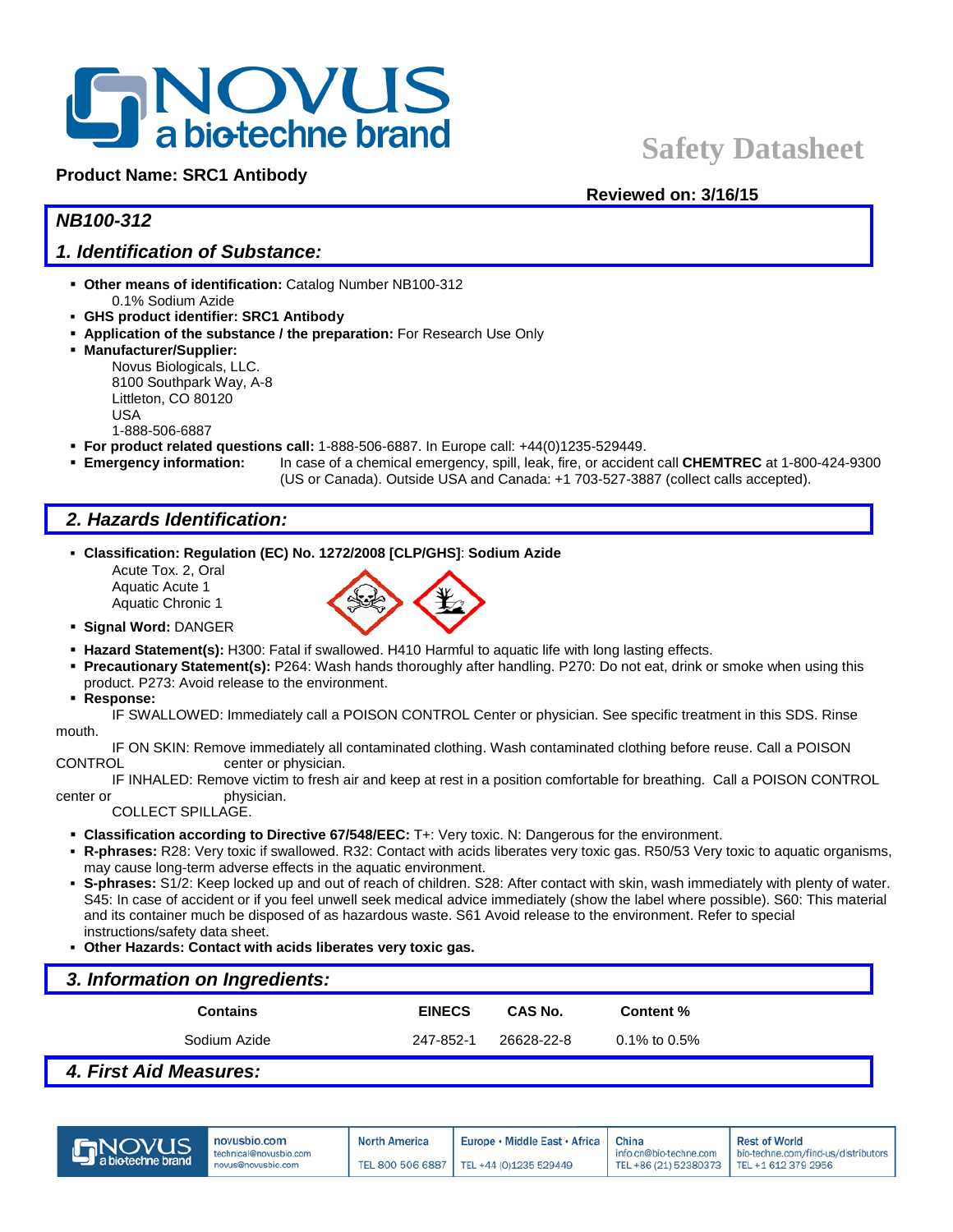# NOVUS a bio-techne brand

**Safety Datasheet**

**Product Name: SRC1 Antibody**

**Reviewed on: 3/16/15**

## *NB100-312*

## *1. Identification of Substance:*

- **Other means of identification:** Catalog Number NB100-312
  0.1% Sodium Azide
- **GHS product identifier: SRC1 Antibody**
- **Application of the substance / the preparation:** For Research Use Only
- **Manufacturer/Supplier:**
  Novus Biologicals, LLC.
  8100 Southpark Way, A-8
  Littleton, CO 80120
  USA
  1-888-506-6887
- **For product related questions call:** 1-888-506-6887. In Europe call: +44(0)1235-529449.
- **Emergency information:** In case of a chemical emergency, spill, leak, fire, or accident call **CHEMTREC** at 1-800-424-9300 (US or Canada). Outside USA and Canada: +1 703-527-3887 (collect calls accepted).

## *2. Hazards Identification:*

- **Classification: Regulation (EC) No. 1272/2008 [CLP/GHS]**: **Sodium Azide**
  Acute Tox. 2, Oral
  Aquatic Acute 1
  Aquatic Chronic 1
- **Signal Word:** DANGER
- **Hazard Statement(s):** H300: Fatal if swallowed. H410 Harmful to aquatic life with long lasting effects.
- **Precautionary Statement(s):** P264: Wash hands thoroughly after handling. P270: Do not eat, drink or smoke when using this product. P273: Avoid release to the environment.
- **Response:**
  IF SWALLOWED: Immediately call a POISON CONTROL Center or physician. See specific treatment in this SDS. Rinse mouth.
  IF ON SKIN: Remove immediately all contaminated clothing. Wash contaminated clothing before reuse. Call a POISON CONTROL center or physician.
  IF INHALED: Remove victim to fresh air and keep at rest in a position comfortable for breathing. Call a POISON CONTROL center or physician.
  COLLECT SPILLAGE.
- **Classification according to Directive 67/548/EEC:** T+: Very toxic. N: Dangerous for the environment.
- **R-phrases:** R28: Very toxic if swallowed. R32: Contact with acids liberates very toxic gas. R50/53 Very toxic to aquatic organisms, may cause long-term adverse effects in the aquatic environment.
- **S-phrases:** S1/2: Keep locked up and out of reach of children. S28: After contact with skin, wash immediately with plenty of water. S45: In case of accident or if you feel unwell seek medical advice immediately (show the label where possible). S60: This material and its container much be disposed of as hazardous waste. S61 Avoid release to the environment. Refer to special instructions/safety data sheet.
- **Other Hazards: Contact with acids liberates very toxic gas.**

## *3. Information on Ingredients:*

| Contains | EINECS | CAS No. | Content % |
|---|---|---|---|
| Sodium Azide | 247-852-1 | 26628-22-8 | 0.1% to 0.5% |

## *4. First Aid Measures:*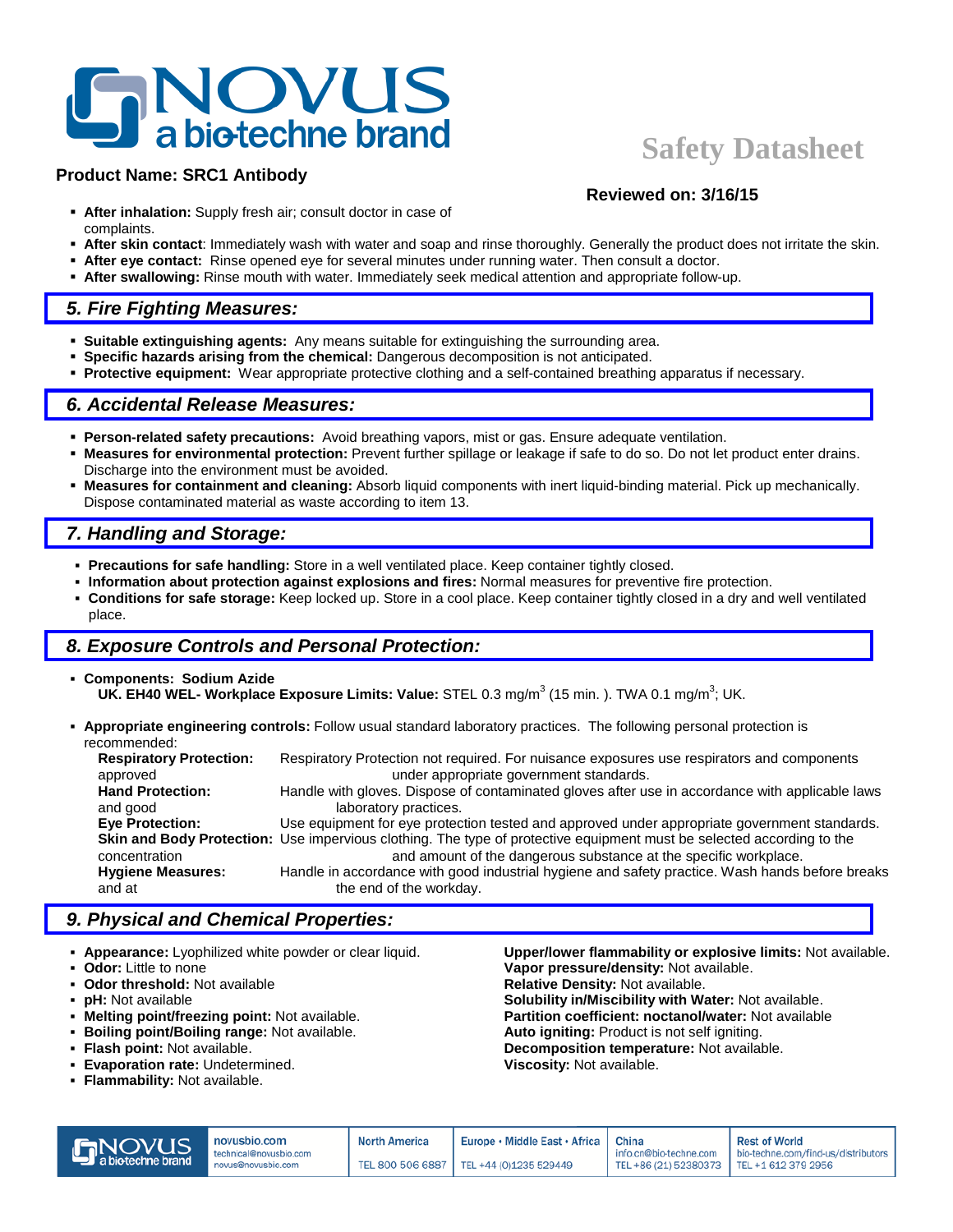**Product Name: SRC1 Antibody**

**Reviewed on: 3/16/15**

- **After inhalation:** Supply fresh air; consult doctor in case of complaints.
- **After skin contact**: Immediately wash with water and soap and rinse thoroughly. Generally the product does not irritate the skin.
- **After eye contact:** Rinse opened eye for several minutes under running water. Then consult a doctor.
- **After swallowing:** Rinse mouth with water. Immediately seek medical attention and appropriate follow-up.

## *5. Fire Fighting Measures:*

- **Suitable extinguishing agents:** Any means suitable for extinguishing the surrounding area.
- **Specific hazards arising from the chemical:** Dangerous decomposition is not anticipated.
- **Protective equipment:** Wear appropriate protective clothing and a self-contained breathing apparatus if necessary.

## *6. Accidental Release Measures:*

- **Person-related safety precautions:** Avoid breathing vapors, mist or gas. Ensure adequate ventilation.
- **Measures for environmental protection:** Prevent further spillage or leakage if safe to do so. Do not let product enter drains. Discharge into the environment must be avoided.
- **Measures for containment and cleaning:** Absorb liquid components with inert liquid-binding material. Pick up mechanically. Dispose contaminated material as waste according to item 13.

## *7. Handling and Storage:*

- **Precautions for safe handling:** Store in a well ventilated place. Keep container tightly closed.
- **Information about protection against explosions and fires:** Normal measures for preventive fire protection.
- **Conditions for safe storage:** Keep locked up. Store in a cool place. Keep container tightly closed in a dry and well ventilated place.

## *8. Exposure Controls and Personal Protection:*

- **Components: Sodium Azide**
  **UK. EH40 WEL- Workplace Exposure Limits: Value:** STEL 0.3 $mg/m^3$ (15 min. ). TWA 0.1 $mg/m^3$; UK.

- **Appropriate engineering controls:** Follow usual standard laboratory practices. The following personal protection is recommended:
  - **Respiratory Protection:** Respiratory Protection not required. For nuisance exposures use respirators and components approved under appropriate government standards.
  - **Hand Protection:** Handle with gloves. Dispose of contaminated gloves after use in accordance with applicable laws and good laboratory practices.
  - **Eye Protection:** Use equipment for eye protection tested and approved under appropriate government standards.
  - **Skin and Body Protection:** Use impervious clothing. The type of protective equipment must be selected according to the concentration and amount of the dangerous substance at the specific workplace.
  - **Hygiene Measures:** Handle in accordance with good industrial hygiene and safety practice. Wash hands before breaks and at the end of the workday.

## *9. Physical and Chemical Properties:*

- **Appearance:** Lyophilized white powder or clear liquid.
- **Odor:** Little to none
- **Odor threshold:** Not available
- **pH:** Not available
- **Melting point/freezing point:** Not available.
- **Boiling point/Boiling range:** Not available.
- **Flash point:** Not available.
- **Evaporation rate:** Undetermined.
- **Flammability:** Not available.
- **Upper/lower flammability or explosive limits:** Not available.
- **Vapor pressure/density:** Not available.
- **Relative Density:** Not available.
- **Solubility in/Miscibility with Water:** Not available.
- **Partition coefficient: noctanol/water:** Not available
- **Auto igniting:** Product is not self igniting.
- **Decomposition temperature:** Not available.
- **Viscosity:** Not available.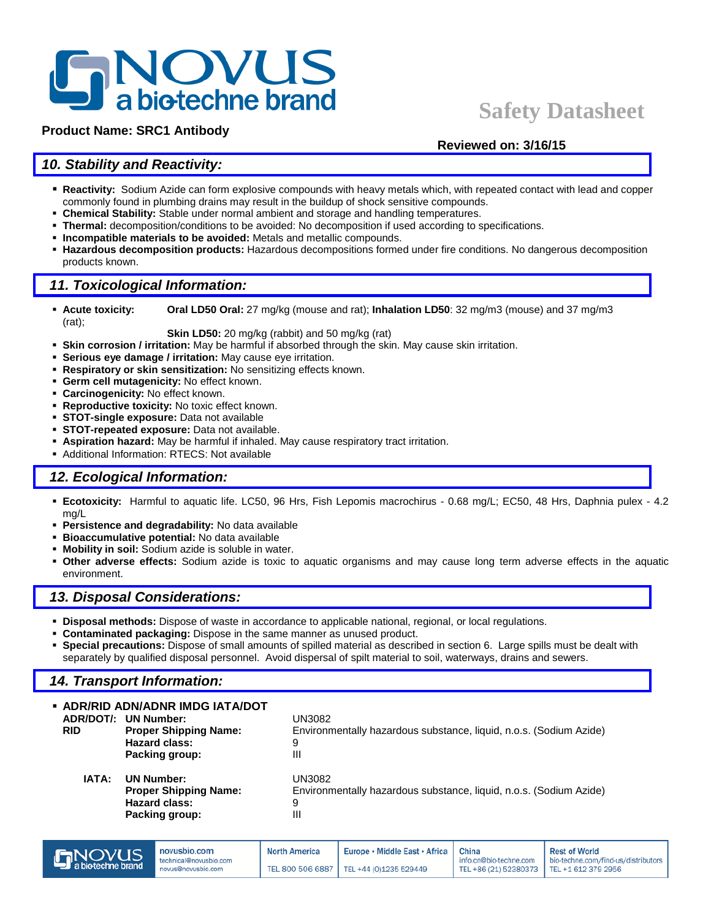**Product Name: SRC1 Antibody**

# Safety Datasheet

**Reviewed on: 3/16/15**

## *10. Stability and Reactivity:*

- **Reactivity:** Sodium Azide can form explosive compounds with heavy metals which, with repeated contact with lead and copper commonly found in plumbing drains may result in the buildup of shock sensitive compounds.
- **Chemical Stability:** Stable under normal ambient and storage and handling temperatures.
- **Thermal:** decomposition/conditions to be avoided: No decomposition if used according to specifications.
- **Incompatible materials to be avoided:** Metals and metallic compounds.
- **Hazardous decomposition products:** Hazardous decompositions formed under fire conditions. No dangerous decomposition products known.

## *11. Toxicological Information:*

- **Acute toxicity:** **Oral LD50 Oral:** 27 mg/kg (mouse and rat); **Inhalation LD50**: 32 mg/m3 (mouse) and 37 mg/m3 (rat);
  **Skin LD50:** 20 mg/kg (rabbit) and 50 mg/kg (rat)
- **Skin corrosion / irritation:** May be harmful if absorbed through the skin. May cause skin irritation.
- **Serious eye damage / irritation:** May cause eye irritation.
- **Respiratory or skin sensitization:** No sensitizing effects known.
- **Germ cell mutagenicity:** No effect known.
- **Carcinogenicity:** No effect known.
- **Reproductive toxicity:** No toxic effect known.
- **STOT-single exposure:** Data not available
- **STOT-repeated exposure:** Data not available.
- **Aspiration hazard:** May be harmful if inhaled. May cause respiratory tract irritation.
- Additional Information: RTECS: Not available

## *12. Ecological Information:*

- **Ecotoxicity:** Harmful to aquatic life. LC50, 96 Hrs, Fish Lepomis macrochirus - 0.68 mg/L; EC50, 48 Hrs, Daphnia pulex - 4.2 mg/L
- **Persistence and degradability:** No data available
- **Bioaccumulative potential:** No data available
- **Mobility in soil:** Sodium azide is soluble in water.
- **Other adverse effects:** Sodium azide is toxic to aquatic organisms and may cause long term adverse effects in the aquatic environment.

## *13. Disposal Considerations:*

- **Disposal methods:** Dispose of waste in accordance to applicable national, regional, or local regulations.
- **Contaminated packaging:** Dispose in the same manner as unused product.
- **Special precautions:** Dispose of small amounts of spilled material as described in section 6. Large spills must be dealt with separately by qualified disposal personnel. Avoid dispersal of spilt material to soil, waterways, drains and sewers.

## *14. Transport Information:*

- **ADR/RID ADN/ADNR IMDG IATA/DOT**

| | | |
|---|---|---|
| **ADR/DOT/: RID** | **UN Number:** | UN3082 |
| | **Proper Shipping Name:** | Environmentally hazardous substance, liquid, n.o.s. (Sodium Azide) |
| | **Hazard class:** | 9 |
| | **Packing group:** | III |
| **IATA:** | **UN Number:** | UN3082 |
| | **Proper Shipping Name:** | Environmentally hazardous substance, liquid, n.o.s. (Sodium Azide) |
| | **Hazard class:** | 9 |
| | **Packing group:** | III |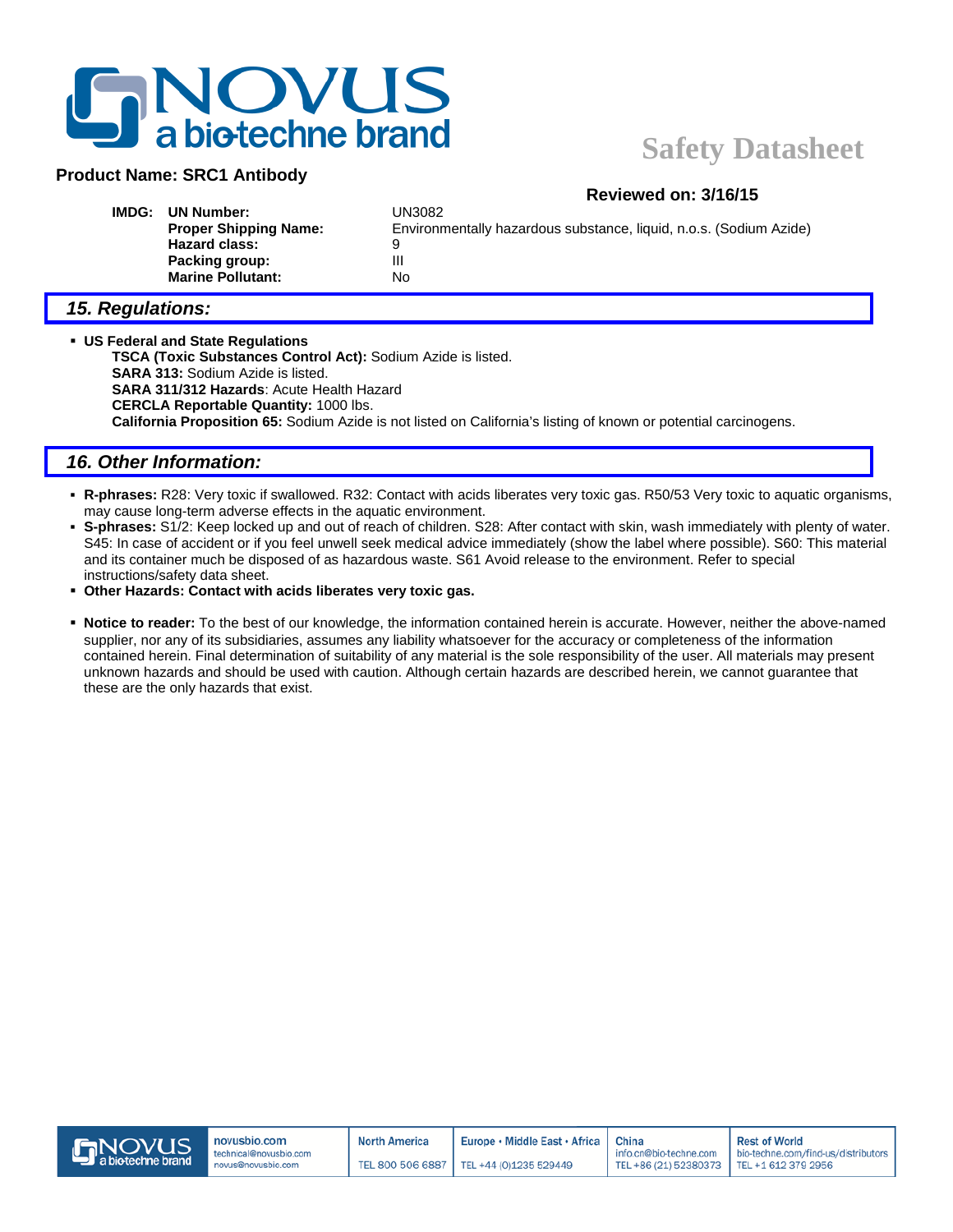**Product Name: SRC1 Antibody**

**Reviewed on: 3/16/15**

| | | |
|---|---|---|
| **IMDG:** | **UN Number:** | UN3082 |
| | **Proper Shipping Name:** | Environmentally hazardous substance, liquid, n.o.s. (Sodium Azide) |
| | **Hazard class:** | 9 |
| | **Packing group:** | III |
| | **Marine Pollutant:** | No |

## *15. Regulations:*

- **US Federal and State Regulations**
  **TSCA (Toxic Substances Control Act):** Sodium Azide is listed.
  **SARA 313:** Sodium Azide is listed.
  **SARA 311/312 Hazards**: Acute Health Hazard
  **CERCLA Reportable Quantity:** 1000 lbs.
  **California Proposition 65:** Sodium Azide is not listed on California's listing of known or potential carcinogens.

## *16. Other Information:*

- **R-phrases:** R28: Very toxic if swallowed. R32: Contact with acids liberates very toxic gas. R50/53 Very toxic to aquatic organisms, may cause long-term adverse effects in the aquatic environment.
- **S-phrases:** S1/2: Keep locked up and out of reach of children. S28: After contact with skin, wash immediately with plenty of water. S45: In case of accident or if you feel unwell seek medical advice immediately (show the label where possible). S60: This material and its container much be disposed of as hazardous waste. S61 Avoid release to the environment. Refer to special instructions/safety data sheet.
- **Other Hazards: Contact with acids liberates very toxic gas.**

- **Notice to reader:** To the best of our knowledge, the information contained herein is accurate. However, neither the above-named supplier, nor any of its subsidiaries, assumes any liability whatsoever for the accuracy or completeness of the information contained herein. Final determination of suitability of any material is the sole responsibility of the user. All materials may present unknown hazards and should be used with caution. Although certain hazards are described herein, we cannot guarantee that these are the only hazards that exist.